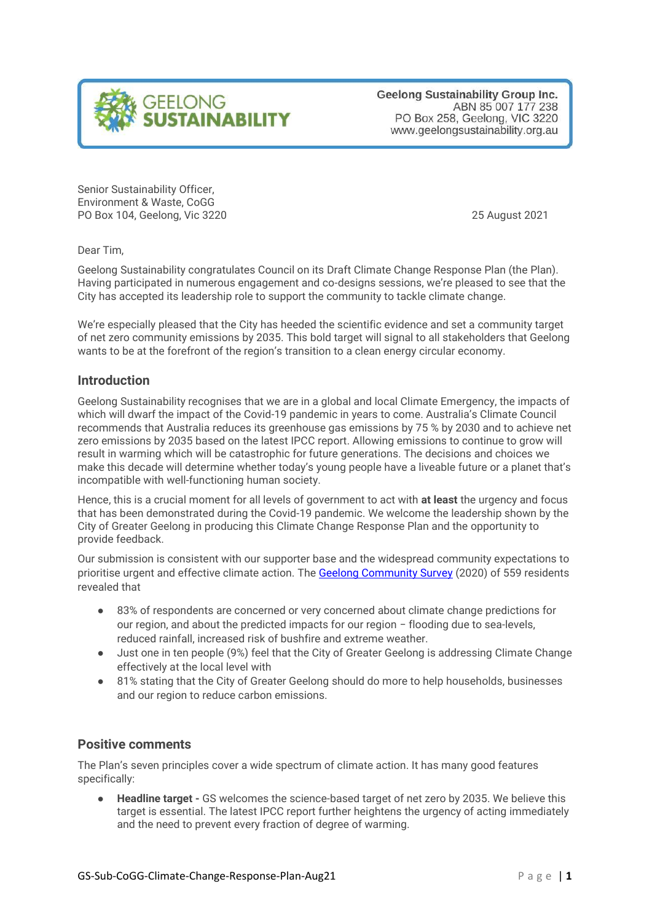Geelong Sustainability Group Inc.
ABN 85 007 177 238
PO Box 258, Geelong, VIC 3220
www.geelongsustainability.org.au

Senior Sustainability Officer,
Environment & Waste, CoGG
PO Box 104, Geelong, Vic 3220

25 August 2021

Dear Tim,

Geelong Sustainability congratulates Council on its Draft Climate Change Response Plan (the Plan). Having participated in numerous engagement and co-designs sessions, we're pleased to see that the City has accepted its leadership role to support the community to tackle climate change.

We're especially pleased that the City has heeded the scientific evidence and set a community target of net zero community emissions by 2035. This bold target will signal to all stakeholders that Geelong wants to be at the forefront of the region's transition to a clean energy circular economy.

## Introduction

Geelong Sustainability recognises that we are in a global and local Climate Emergency, the impacts of which will dwarf the impact of the Covid-19 pandemic in years to come. Australia's Climate Council recommends that Australia reduces its greenhouse gas emissions by 75 % by 2030 and to achieve net zero emissions by 2035 based on the latest IPCC report. Allowing emissions to continue to grow will result in warming which will be catastrophic for future generations. The decisions and choices we make this decade will determine whether today's young people have a liveable future or a planet that's incompatible with well-functioning human society.

Hence, this is a crucial moment for all levels of government to act with **at least** the urgency and focus that has been demonstrated during the Covid-19 pandemic. We welcome the leadership shown by the City of Greater Geelong in producing this Climate Change Response Plan and the opportunity to provide feedback.

Our submission is consistent with our supporter base and the widespread community expectations to prioritise urgent and effective climate action. The Geelong Community Survey (2020) of 559 residents revealed that

- 83% of respondents are concerned or very concerned about climate change predictions for our region, and about the predicted impacts for our region – flooding due to sea-levels, reduced rainfall, increased risk of bushfire and extreme weather.
- Just one in ten people (9%) feel that the City of Greater Geelong is addressing Climate Change effectively at the local level with
- 81% stating that the City of Greater Geelong should do more to help households, businesses and our region to reduce carbon emissions.

## Positive comments

The Plan's seven principles cover a wide spectrum of climate action. It has many good features specifically:

- **Headline target -** GS welcomes the science-based target of net zero by 2035. We believe this target is essential. The latest IPCC report further heightens the urgency of acting immediately and the need to prevent every fraction of degree of warming.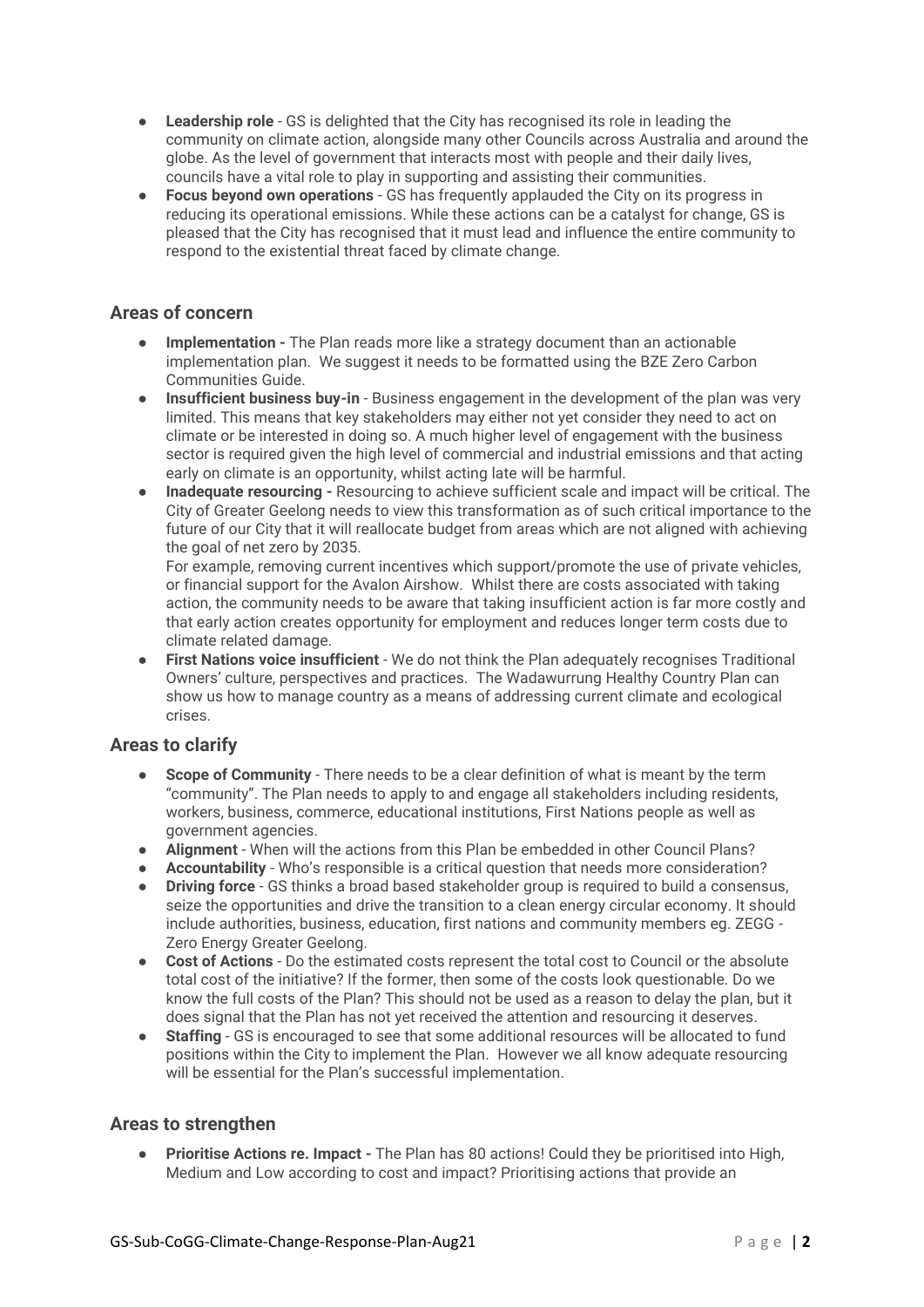- **Leadership role** - GS is delighted that the City has recognised its role in leading the community on climate action, alongside many other Councils across Australia and around the globe. As the level of government that interacts most with people and their daily lives, councils have a vital role to play in supporting and assisting their communities.
- **Focus beyond own operations** - GS has frequently applauded the City on its progress in reducing its operational emissions. While these actions can be a catalyst for change, GS is pleased that the City has recognised that it must lead and influence the entire community to respond to the existential threat faced by climate change.

## Areas of concern

- **Implementation -** The Plan reads more like a strategy document than an actionable implementation plan. We suggest it needs to be formatted using the BZE Zero Carbon Communities Guide.
- **Insufficient business buy-in** - Business engagement in the development of the plan was very limited. This means that key stakeholders may either not yet consider they need to act on climate or be interested in doing so. A much higher level of engagement with the business sector is required given the high level of commercial and industrial emissions and that acting early on climate is an opportunity, whilst acting late will be harmful.
- **Inadequate resourcing -** Resourcing to achieve sufficient scale and impact will be critical. The City of Greater Geelong needs to view this transformation as of such critical importance to the future of our City that it will reallocate budget from areas which are not aligned with achieving the goal of net zero by 2035.
  For example, removing current incentives which support/promote the use of private vehicles, or financial support for the Avalon Airshow. Whilst there are costs associated with taking action, the community needs to be aware that taking insufficient action is far more costly and that early action creates opportunity for employment and reduces longer term costs due to climate related damage.
- **First Nations voice insufficient** - We do not think the Plan adequately recognises Traditional Owners' culture, perspectives and practices. The Wadawurrung Healthy Country Plan can show us how to manage country as a means of addressing current climate and ecological crises.

## Areas to clarify

- **Scope of Community** - There needs to be a clear definition of what is meant by the term "community". The Plan needs to apply to and engage all stakeholders including residents, workers, business, commerce, educational institutions, First Nations people as well as government agencies.
- **Alignment** - When will the actions from this Plan be embedded in other Council Plans?
- **Accountability** - Who's responsible is a critical question that needs more consideration?
- **Driving force** - GS thinks a broad based stakeholder group is required to build a consensus, seize the opportunities and drive the transition to a clean energy circular economy. It should include authorities, business, education, first nations and community members eg. ZEGG - Zero Energy Greater Geelong.
- **Cost of Actions** - Do the estimated costs represent the total cost to Council or the absolute total cost of the initiative? If the former, then some of the costs look questionable. Do we know the full costs of the Plan? This should not be used as a reason to delay the plan, but it does signal that the Plan has not yet received the attention and resourcing it deserves.
- **Staffing** - GS is encouraged to see that some additional resources will be allocated to fund positions within the City to implement the Plan. However we all know adequate resourcing will be essential for the Plan's successful implementation.

## Areas to strengthen

- **Prioritise Actions re. Impact -** The Plan has 80 actions! Could they be prioritised into High, Medium and Low according to cost and impact? Prioritising actions that provide an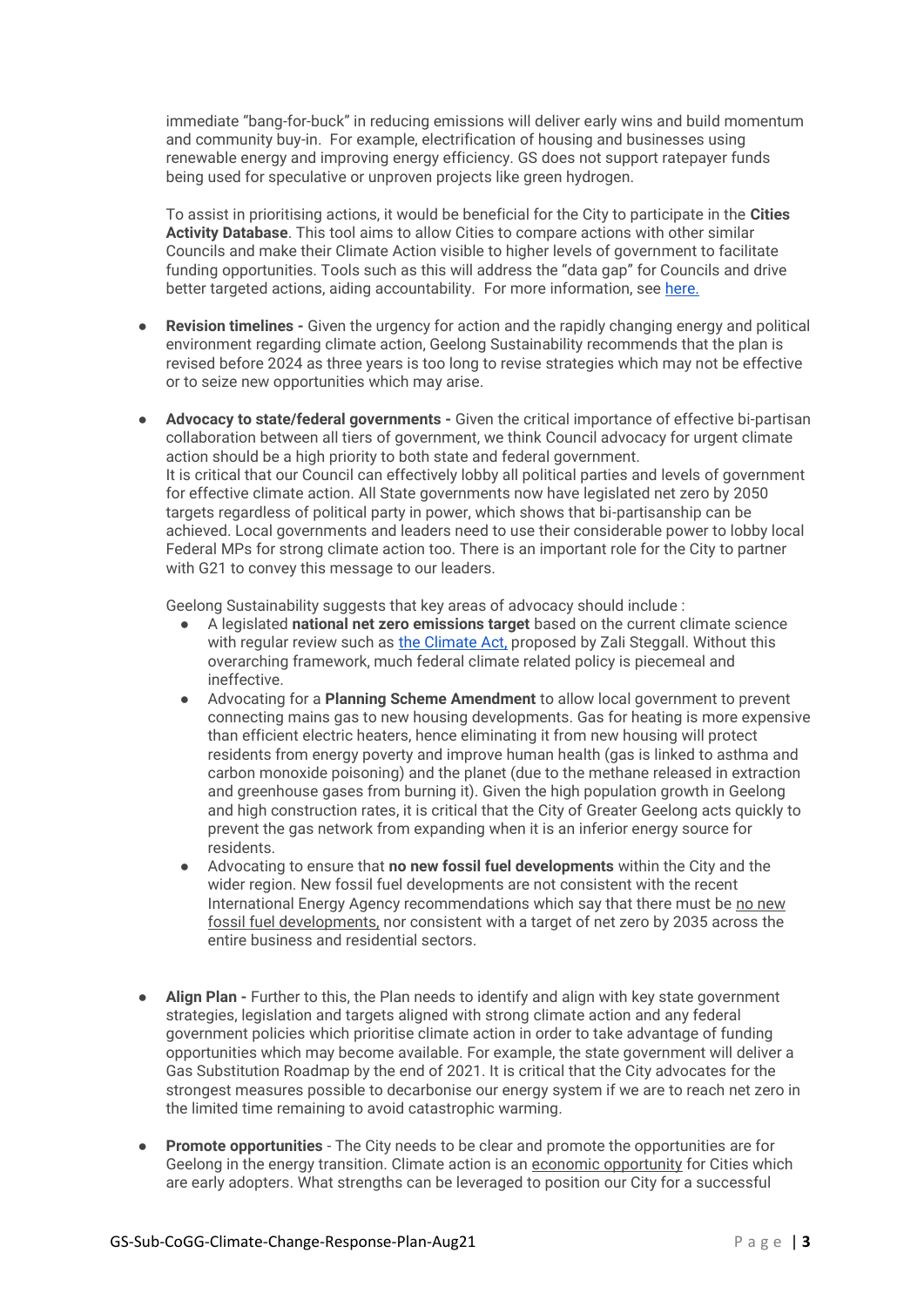immediate "bang-for-buck" in reducing emissions will deliver early wins and build momentum and community buy-in. For example, electrification of housing and businesses using renewable energy and improving energy efficiency. GS does not support ratepayer funds being used for speculative or unproven projects like green hydrogen.

To assist in prioritising actions, it would be beneficial for the City to participate in the **Cities Activity Database**. This tool aims to allow Cities to compare actions with other similar Councils and make their Climate Action visible to higher levels of government to facilitate funding opportunities. Tools such as this will address the "data gap" for Councils and drive better targeted actions, aiding accountability. For more information, see here.

- **Revision timelines -** Given the urgency for action and the rapidly changing energy and political environment regarding climate action, Geelong Sustainability recommends that the plan is revised before 2024 as three years is too long to revise strategies which may not be effective or to seize new opportunities which may arise.

- **Advocacy to state/federal governments -** Given the critical importance of effective bi-partisan collaboration between all tiers of government, we think Council advocacy for urgent climate action should be a high priority to both state and federal government.
  It is critical that our Council can effectively lobby all political parties and levels of government for effective climate action. All State governments now have legislated net zero by 2050 targets regardless of political party in power, which shows that bi-partisanship can be achieved. Local governments and leaders need to use their considerable power to lobby local Federal MPs for strong climate action too. There is an important role for the City to partner with G21 to convey this message to our leaders.

  Geelong Sustainability suggests that key areas of advocacy should include :
  - A legislated **national net zero emissions target** based on the current climate science with regular review such as the Climate Act, proposed by Zali Steggall. Without this overarching framework, much federal climate related policy is piecemeal and ineffective.
  - Advocating for a **Planning Scheme Amendment** to allow local government to prevent connecting mains gas to new housing developments. Gas for heating is more expensive than efficient electric heaters, hence eliminating it from new housing will protect residents from energy poverty and improve human health (gas is linked to asthma and carbon monoxide poisoning) and the planet (due to the methane released in extraction and greenhouse gases from burning it). Given the high population growth in Geelong and high construction rates, it is critical that the City of Greater Geelong acts quickly to prevent the gas network from expanding when it is an inferior energy source for residents.
  - Advocating to ensure that **no new fossil fuel developments** within the City and the wider region. New fossil fuel developments are not consistent with the recent International Energy Agency recommendations which say that there must be no new fossil fuel developments, nor consistent with a target of net zero by 2035 across the entire business and residential sectors.

- **Align Plan -** Further to this, the Plan needs to identify and align with key state government strategies, legislation and targets aligned with strong climate action and any federal government policies which prioritise climate action in order to take advantage of funding opportunities which may become available. For example, the state government will deliver a Gas Substitution Roadmap by the end of 2021. It is critical that the City advocates for the strongest measures possible to decarbonise our energy system if we are to reach net zero in the limited time remaining to avoid catastrophic warming.

- **Promote opportunities** - The City needs to be clear and promote the opportunities are for Geelong in the energy transition. Climate action is an economic opportunity for Cities which are early adopters. What strengths can be leveraged to position our City for a successful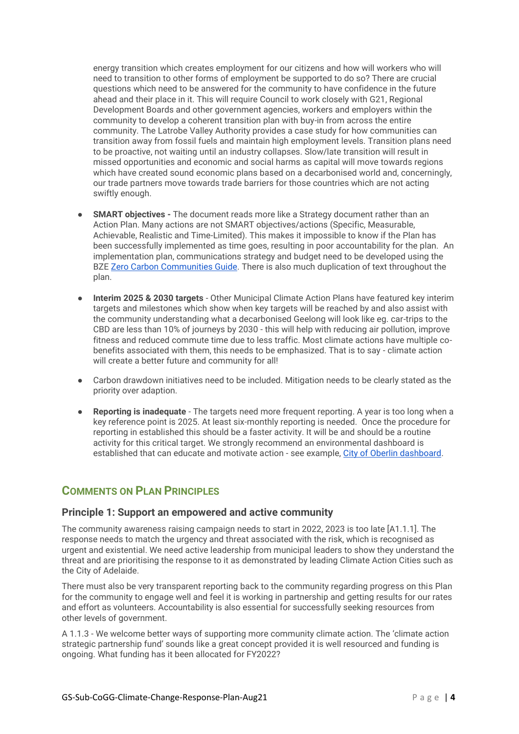energy transition which creates employment for our citizens and how will workers who will need to transition to other forms of employment be supported to do so? There are crucial questions which need to be answered for the community to have confidence in the future ahead and their place in it. This will require Council to work closely with G21, Regional Development Boards and other government agencies, workers and employers within the community to develop a coherent transition plan with buy-in from across the entire community. The Latrobe Valley Authority provides a case study for how communities can transition away from fossil fuels and maintain high employment levels. Transition plans need to be proactive, not waiting until an industry collapses. Slow/late transition will result in missed opportunities and economic and social harms as capital will move towards regions which have created sound economic plans based on a decarbonised world and, concerningly, our trade partners move towards trade barriers for those countries which are not acting swiftly enough.

- **SMART objectives -** The document reads more like a Strategy document rather than an Action Plan. Many actions are not SMART objectives/actions (Specific, Measurable, Achievable, Realistic and Time-Limited). This makes it impossible to know if the Plan has been successfully implemented as time goes, resulting in poor accountability for the plan. An implementation plan, communications strategy and budget need to be developed using the BZE Zero Carbon Communities Guide. There is also much duplication of text throughout the plan.

- **Interim 2025 & 2030 targets** - Other Municipal Climate Action Plans have featured key interim targets and milestones which show when key targets will be reached by and also assist with the community understanding what a decarbonised Geelong will look like eg. car-trips to the CBD are less than 10% of journeys by 2030 - this will help with reducing air pollution, improve fitness and reduced commute time due to less traffic. Most climate actions have multiple co-benefits associated with them, this needs to be emphasized. That is to say - climate action will create a better future and community for all!

- Carbon drawdown initiatives need to be included. Mitigation needs to be clearly stated as the priority over adaption.

- **Reporting is inadequate** - The targets need more frequent reporting. A year is too long when a key reference point is 2025. At least six-monthly reporting is needed. Once the procedure for reporting in established this should be a faster activity. It will be and should be a routine activity for this critical target. We strongly recommend an environmental dashboard is established that can educate and motivate action - see example, City of Oberlin dashboard.

## Comments on Plan Principles

### Principle 1: Support an empowered and active community

The community awareness raising campaign needs to start in 2022, 2023 is too late [A1.1.1]. The response needs to match the urgency and threat associated with the risk, which is recognised as urgent and existential. We need active leadership from municipal leaders to show they understand the threat and are prioritising the response to it as demonstrated by leading Climate Action Cities such as the City of Adelaide.

There must also be very transparent reporting back to the community regarding progress on this Plan for the community to engage well and feel it is working in partnership and getting results for our rates and effort as volunteers. Accountability is also essential for successfully seeking resources from other levels of government.

A 1.1.3 - We welcome better ways of supporting more community climate action. The 'climate action strategic partnership fund' sounds like a great concept provided it is well resourced and funding is ongoing. What funding has it been allocated for FY2022?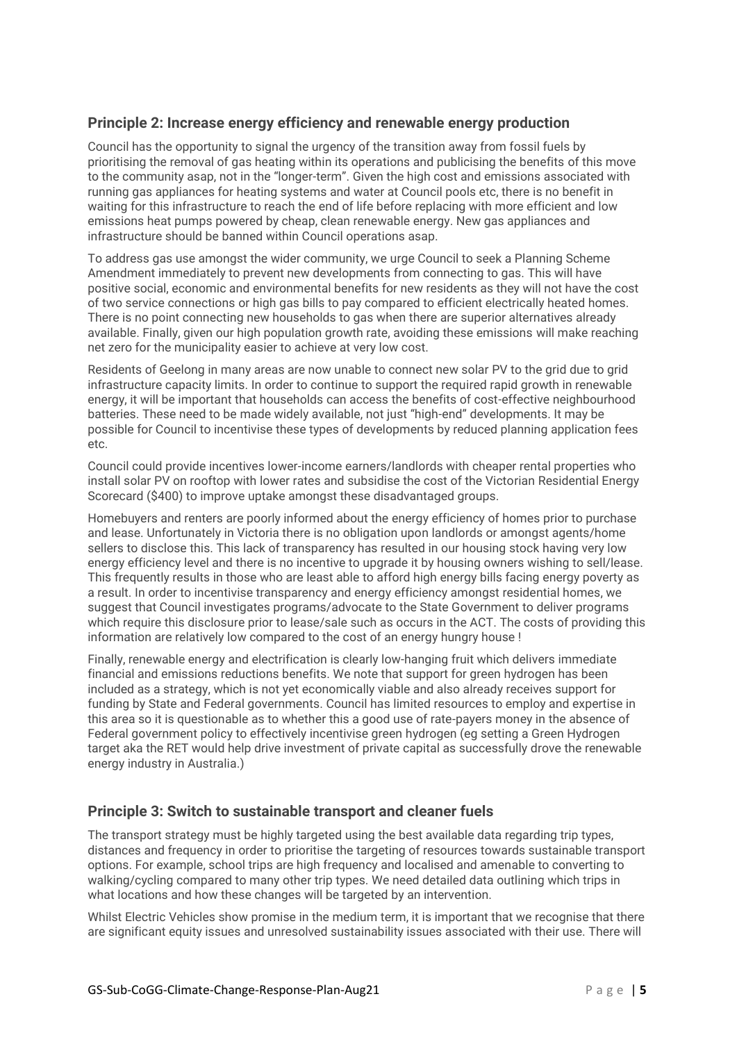## Principle 2: Increase energy efficiency and renewable energy production

Council has the opportunity to signal the urgency of the transition away from fossil fuels by prioritising the removal of gas heating within its operations and publicising the benefits of this move to the community asap, not in the "longer-term". Given the high cost and emissions associated with running gas appliances for heating systems and water at Council pools etc, there is no benefit in waiting for this infrastructure to reach the end of life before replacing with more efficient and low emissions heat pumps powered by cheap, clean renewable energy. New gas appliances and infrastructure should be banned within Council operations asap.

To address gas use amongst the wider community, we urge Council to seek a Planning Scheme Amendment immediately to prevent new developments from connecting to gas. This will have positive social, economic and environmental benefits for new residents as they will not have the cost of two service connections or high gas bills to pay compared to efficient electrically heated homes. There is no point connecting new households to gas when there are superior alternatives already available. Finally, given our high population growth rate, avoiding these emissions will make reaching net zero for the municipality easier to achieve at very low cost.

Residents of Geelong in many areas are now unable to connect new solar PV to the grid due to grid infrastructure capacity limits. In order to continue to support the required rapid growth in renewable energy, it will be important that households can access the benefits of cost-effective neighbourhood batteries. These need to be made widely available, not just "high-end" developments. It may be possible for Council to incentivise these types of developments by reduced planning application fees etc.

Council could provide incentives lower-income earners/landlords with cheaper rental properties who install solar PV on rooftop with lower rates and subsidise the cost of the Victorian Residential Energy Scorecard ($400) to improve uptake amongst these disadvantaged groups.

Homebuyers and renters are poorly informed about the energy efficiency of homes prior to purchase and lease. Unfortunately in Victoria there is no obligation upon landlords or amongst agents/home sellers to disclose this. This lack of transparency has resulted in our housing stock having very low energy efficiency level and there is no incentive to upgrade it by housing owners wishing to sell/lease. This frequently results in those who are least able to afford high energy bills facing energy poverty as a result. In order to incentivise transparency and energy efficiency amongst residential homes, we suggest that Council investigates programs/advocate to the State Government to deliver programs which require this disclosure prior to lease/sale such as occurs in the ACT. The costs of providing this information are relatively low compared to the cost of an energy hungry house !

Finally, renewable energy and electrification is clearly low-hanging fruit which delivers immediate financial and emissions reductions benefits. We note that support for green hydrogen has been included as a strategy, which is not yet economically viable and also already receives support for funding by State and Federal governments. Council has limited resources to employ and expertise in this area so it is questionable as to whether this a good use of rate-payers money in the absence of Federal government policy to effectively incentivise green hydrogen (eg setting a Green Hydrogen target aka the RET would help drive investment of private capital as successfully drove the renewable energy industry in Australia.)

## Principle 3: Switch to sustainable transport and cleaner fuels

The transport strategy must be highly targeted using the best available data regarding trip types, distances and frequency in order to prioritise the targeting of resources towards sustainable transport options. For example, school trips are high frequency and localised and amenable to converting to walking/cycling compared to many other trip types. We need detailed data outlining which trips in what locations and how these changes will be targeted by an intervention.

Whilst Electric Vehicles show promise in the medium term, it is important that we recognise that there are significant equity issues and unresolved sustainability issues associated with their use. There will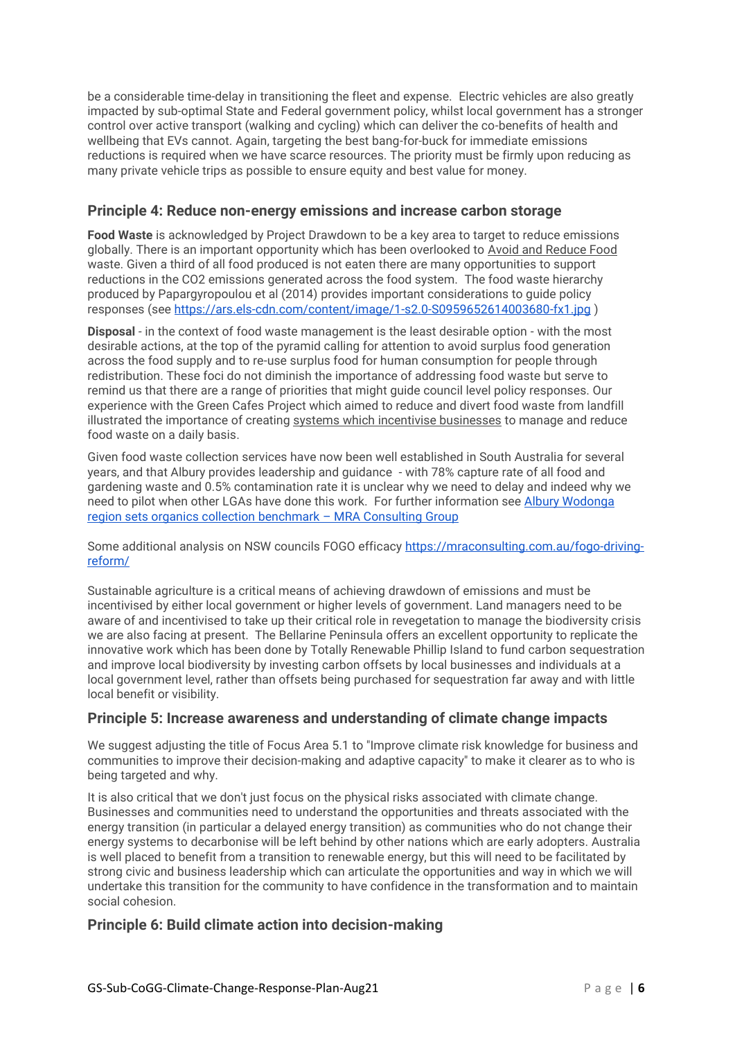be a considerable time-delay in transitioning the fleet and expense. Electric vehicles are also greatly impacted by sub-optimal State and Federal government policy, whilst local government has a stronger control over active transport (walking and cycling) which can deliver the co-benefits of health and wellbeing that EVs cannot. Again, targeting the best bang-for-buck for immediate emissions reductions is required when we have scarce resources. The priority must be firmly upon reducing as many private vehicle trips as possible to ensure equity and best value for money.

## Principle 4: Reduce non-energy emissions and increase carbon storage

**Food Waste** is acknowledged by Project Drawdown to be a key area to target to reduce emissions globally. There is an important opportunity which has been overlooked to Avoid and Reduce Food waste. Given a third of all food produced is not eaten there are many opportunities to support reductions in the $CO_2$ emissions generated across the food system. The food waste hierarchy produced by Papargyropoulou et al (2014) provides important considerations to guide policy responses (see [https://ars.els-cdn.com/content/image/1-s2.0-S0959652614003680-fx1.jpg](https://ars.els-cdn.com/content/image/1-s2.0-S0959652614003680-fx1.jpg) )

**Disposal** - in the context of food waste management is the least desirable option - with the most desirable actions, at the top of the pyramid calling for attention to avoid surplus food generation across the food supply and to re-use surplus food for human consumption for people through redistribution. These foci do not diminish the importance of addressing food waste but serve to remind us that there are a range of priorities that might guide council level policy responses. Our experience with the Green Cafes Project which aimed to reduce and divert food waste from landfill illustrated the importance of creating systems which incentivise businesses to manage and reduce food waste on a daily basis.

Given food waste collection services have now been well established in South Australia for several years, and that Albury provides leadership and guidance - with 78% capture rate of all food and gardening waste and 0.5% contamination rate it is unclear why we need to delay and indeed why we need to pilot when other LGAs have done this work. For further information see [Albury Wodonga region sets organics collection benchmark – MRA Consulting Group]()

Some additional analysis on NSW councils FOGO efficacy [https://mraconsulting.com.au/fogo-driving-reform/](https://mraconsulting.com.au/fogo-driving-reform/)

Sustainable agriculture is a critical means of achieving drawdown of emissions and must be incentivised by either local government or higher levels of government. Land managers need to be aware of and incentivised to take up their critical role in revegetation to manage the biodiversity crisis we are also facing at present. The Bellarine Peninsula offers an excellent opportunity to replicate the innovative work which has been done by Totally Renewable Phillip Island to fund carbon sequestration and improve local biodiversity by investing carbon offsets by local businesses and individuals at a local government level, rather than offsets being purchased for sequestration far away and with little local benefit or visibility.

## Principle 5: Increase awareness and understanding of climate change impacts

We suggest adjusting the title of Focus Area 5.1 to "Improve climate risk knowledge for business and communities to improve their decision-making and adaptive capacity" to make it clearer as to who is being targeted and why.

It is also critical that we don't just focus on the physical risks associated with climate change. Businesses and communities need to understand the opportunities and threats associated with the energy transition (in particular a delayed energy transition) as communities who do not change their energy systems to decarbonise will be left behind by other nations which are early adopters. Australia is well placed to benefit from a transition to renewable energy, but this will need to be facilitated by strong civic and business leadership which can articulate the opportunities and way in which we will undertake this transition for the community to have confidence in the transformation and to maintain social cohesion.

## Principle 6: Build climate action into decision-making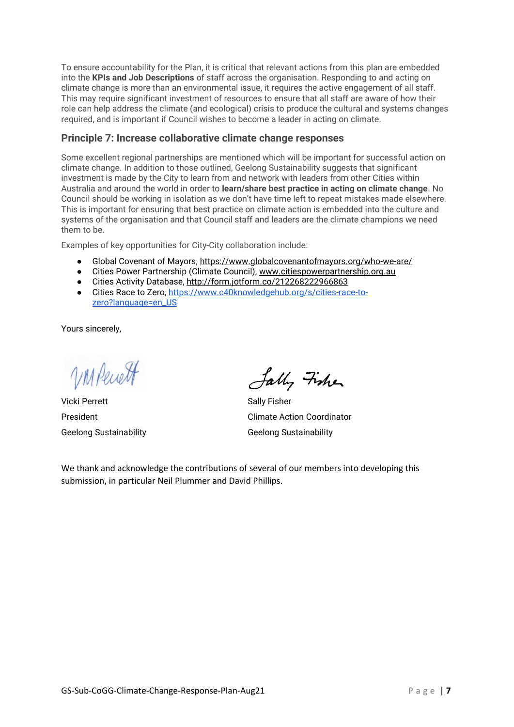To ensure accountability for the Plan, it is critical that relevant actions from this plan are embedded into the **KPIs and Job Descriptions** of staff across the organisation. Responding to and acting on climate change is more than an environmental issue, it requires the active engagement of all staff. This may require significant investment of resources to ensure that all staff are aware of how their role can help address the climate (and ecological) crisis to produce the cultural and systems changes required, and is important if Council wishes to become a leader in acting on climate.

### Principle 7: Increase collaborative climate change responses

Some excellent regional partnerships are mentioned which will be important for successful action on climate change. In addition to those outlined, Geelong Sustainability suggests that significant investment is made by the City to learn from and network with leaders from other Cities within Australia and around the world in order to **learn/share best practice in acting on climate change**. No Council should be working in isolation as we don't have time left to repeat mistakes made elsewhere. This is important for ensuring that best practice on climate action is embedded into the culture and systems of the organisation and that Council staff and leaders are the climate champions we need them to be.

Examples of key opportunities for City-City collaboration include:

- Global Covenant of Mayors, https://www.globalcovenantofmayors.org/who-we-are/
- Cities Power Partnership (Climate Council), www.citiespowerpartnership.org.au
- Cities Activity Database, http://form.jotform.co/212268222966863
- Cities Race to Zero, https://www.c40knowledgehub.org/s/cities-race-to-zero?language=en_US

Yours sincerely,

Vicki Perrett
President
Geelong Sustainability

Sally Fisher
Climate Action Coordinator
Geelong Sustainability

We thank and acknowledge the contributions of several of our members into developing this submission, in particular Neil Plummer and David Phillips.